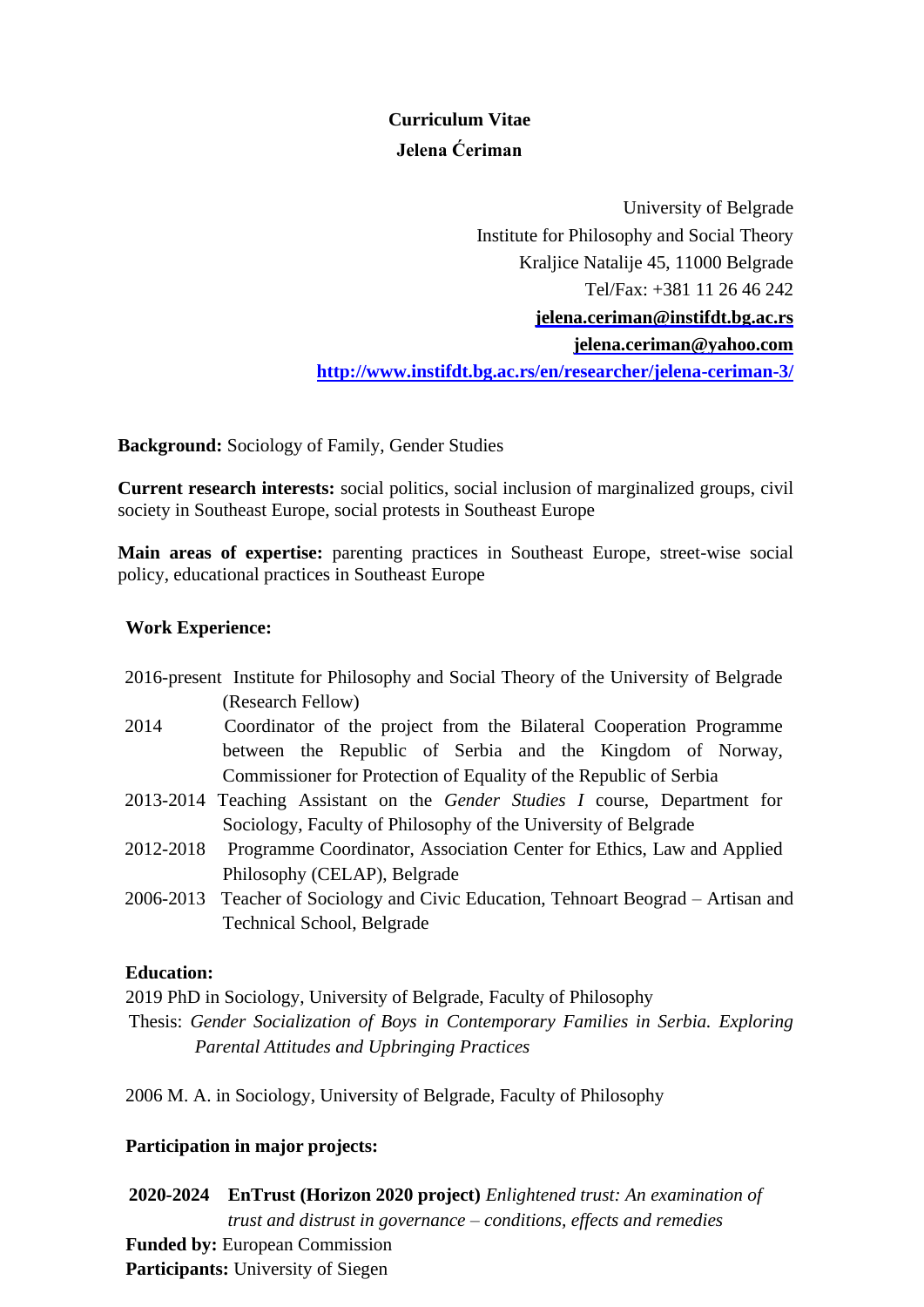# Curriculum Vitae

## Jelena Ćeriman

University of Belgrade
Institute for Philosophy and Social Theory
Kraljice Natalije 45, 11000 Belgrade
Tel/Fax: +381 11 26 46 242
**jelena.ceriman@instifdt.bg.ac.rs**
**jelena.ceriman@yahoo.com**
**http://www.instifdt.bg.ac.rs/en/researcher/jelena-ceriman-3/**

**Background:** Sociology of Family, Gender Studies

**Current research interests:** social politics, social inclusion of marginalized groups, civil society in Southeast Europe, social protests in Southeast Europe

**Main areas of expertise:** parenting practices in Southeast Europe, street-wise social policy, educational practices in Southeast Europe

**Work Experience:**

2016-present Institute for Philosophy and Social Theory of the University of Belgrade (Research Fellow)

2014 Coordinator of the project from the Bilateral Cooperation Programme between the Republic of Serbia and the Kingdom of Norway, Commissioner for Protection of Equality of the Republic of Serbia

2013-2014 Teaching Assistant on the *Gender Studies I* course, Department for Sociology, Faculty of Philosophy of the University of Belgrade

2012-2018 Programme Coordinator, Association Center for Ethics, Law and Applied Philosophy (CELAP), Belgrade

2006-2013 Teacher of Sociology and Civic Education, Tehnoart Beograd – Artisan and Technical School, Belgrade

**Education:**

2019 PhD in Sociology, University of Belgrade, Faculty of Philosophy
Thesis: *Gender Socialization of Boys in Contemporary Families in Serbia. Exploring Parental Attitudes and Upbringing Practices*

2006 M. A. in Sociology, University of Belgrade, Faculty of Philosophy

**Participation in major projects:**

**2020-2024 EnTrust (Horizon 2020 project)** *Enlightened trust: An examination of trust and distrust in governance – conditions, effects and remedies*
**Funded by:** European Commission
**Participants:** University of Siegen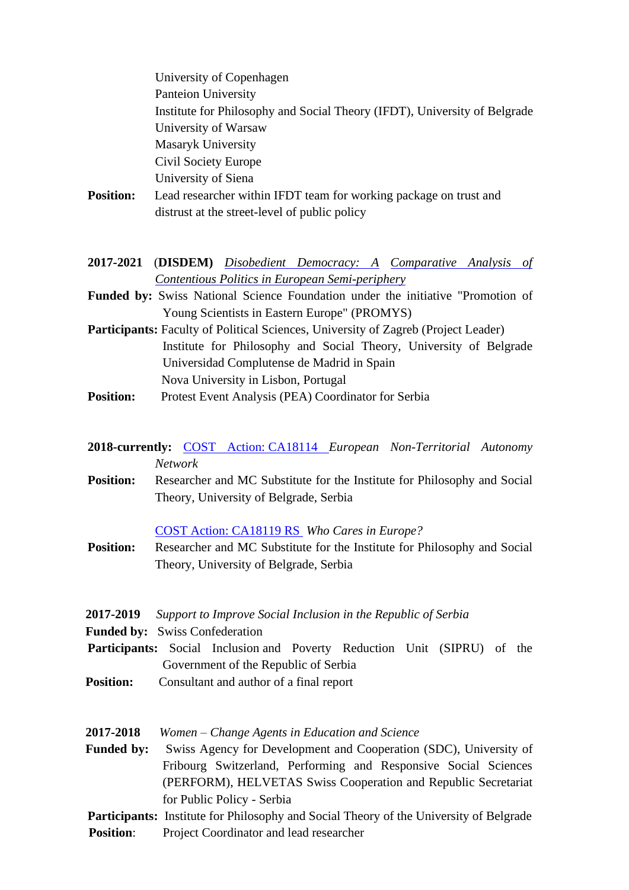University of Copenhagen
Panteion University
Institute for Philosophy and Social Theory (IFDT), University of Belgrade
University of Warsaw
Masaryk University
Civil Society Europe
University of Siena

**Position:** Lead researcher within IFDT team for working package on trust and distrust at the street-level of public policy

**2017-2021** (**DISDEM**) *Disobedient Democracy: A Comparative Analysis of Contentious Politics in European Semi-periphery*

**Funded by:** Swiss National Science Foundation under the initiative "Promotion of Young Scientists in Eastern Europe" (PROMYS)

**Participants:** Faculty of Political Sciences, University of Zagreb (Project Leader)
Institute for Philosophy and Social Theory, University of Belgrade
Universidad Complutense de Madrid in Spain
Nova University in Lisbon, Portugal

**Position:** Protest Event Analysis (PEA) Coordinator for Serbia

**2018-currently:** COST Action: CA18114 *European Non-Territorial Autonomy Network*

**Position:** Researcher and MC Substitute for the Institute for Philosophy and Social Theory, University of Belgrade, Serbia

COST Action: CA18119 RS *Who Cares in Europe?*

**Position:** Researcher and MC Substitute for the Institute for Philosophy and Social Theory, University of Belgrade, Serbia

**2017-2019** *Support to Improve Social Inclusion in the Republic of Serbia*

**Funded by:** Swiss Confederation

**Participants:** Social Inclusion and Poverty Reduction Unit (SIPRU) of the Government of the Republic of Serbia

**Position:** Consultant and author of a final report

**2017-2018** *Women – Change Agents in Education and Science*

**Funded by:** Swiss Agency for Development and Cooperation (SDC), University of Fribourg Switzerland, Performing and Responsive Social Sciences (PERFORM), HELVETAS Swiss Cooperation and Republic Secretariat for Public Policy - Serbia

**Participants:** Institute for Philosophy and Social Theory of the University of Belgrade

**Position**: Project Coordinator and lead researcher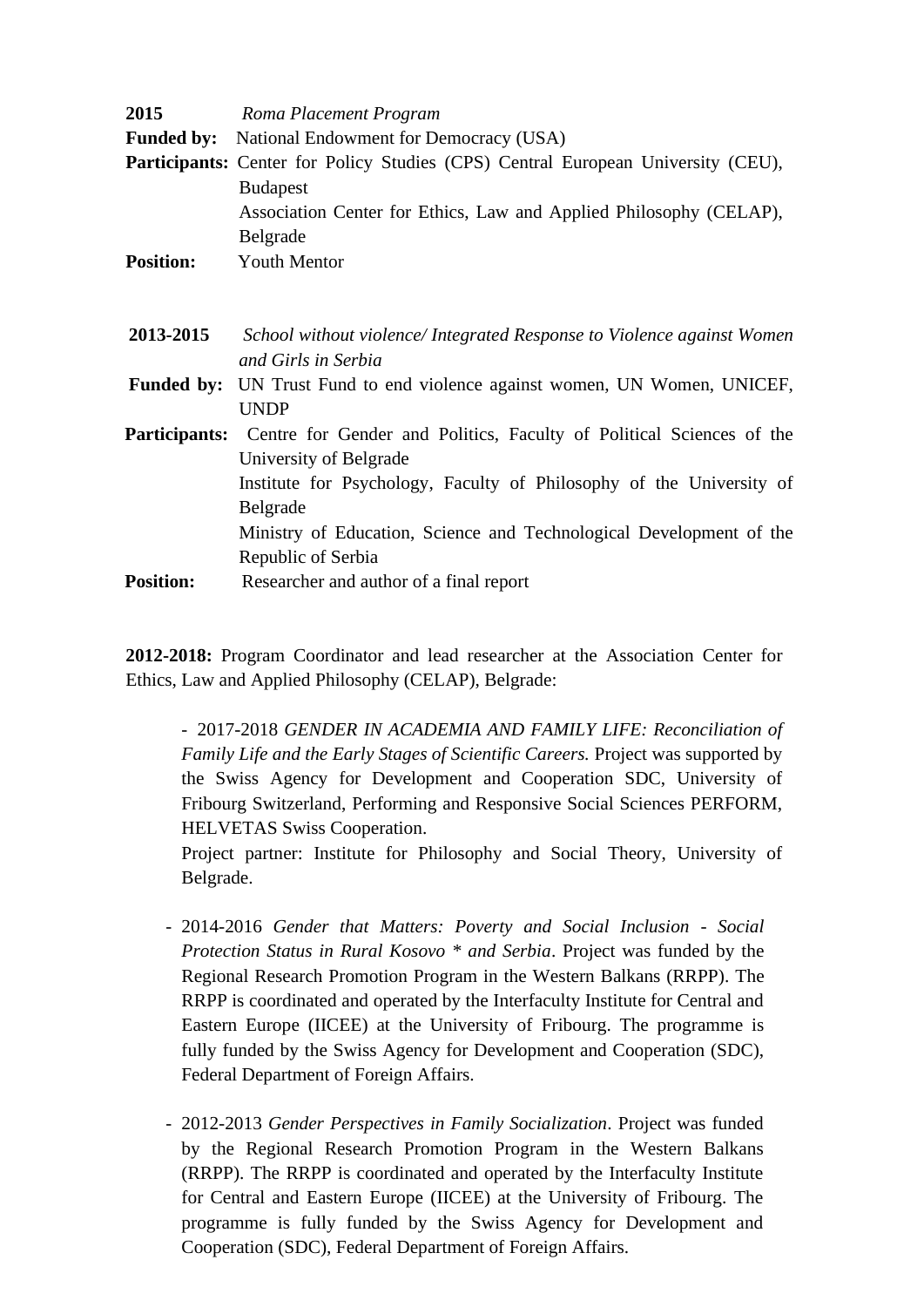**2015** *Roma Placement Program*
**Funded by:** National Endowment for Democracy (USA)
**Participants:** Center for Policy Studies (CPS) Central European University (CEU), Budapest
Association Center for Ethics, Law and Applied Philosophy (CELAP), Belgrade
**Position:** Youth Mentor

**2013-2015** *School without violence/ Integrated Response to Violence against Women and Girls in Serbia*
**Funded by:** UN Trust Fund to end violence against women, UN Women, UNICEF, UNDP
**Participants:** Centre for Gender and Politics, Faculty of Political Sciences of the University of Belgrade
Institute for Psychology, Faculty of Philosophy of the University of Belgrade
Ministry of Education, Science and Technological Development of the Republic of Serbia
**Position:** Researcher and author of a final report

**2012-2018:** Program Coordinator and lead researcher at the Association Center for Ethics, Law and Applied Philosophy (CELAP), Belgrade:

- 2017-2018 *GENDER IN ACADEMIA AND FAMILY LIFE: Reconciliation of Family Life and the Early Stages of Scientific Careers.* Project was supported by the Swiss Agency for Development and Cooperation SDC, University of Fribourg Switzerland, Performing and Responsive Social Sciences PERFORM, HELVETAS Swiss Cooperation.
  Project partner: Institute for Philosophy and Social Theory, University of Belgrade.

- 2014-2016 *Gender that Matters: Poverty and Social Inclusion - Social Protection Status in Rural Kosovo * and Serbia*. Project was funded by the Regional Research Promotion Program in the Western Balkans (RRPP). The RRPP is coordinated and operated by the Interfaculty Institute for Central and Eastern Europe (IICEE) at the University of Fribourg. The programme is fully funded by the Swiss Agency for Development and Cooperation (SDC), Federal Department of Foreign Affairs.

- 2012-2013 *Gender Perspectives in Family Socialization*. Project was funded by the Regional Research Promotion Program in the Western Balkans (RRPP). The RRPP is coordinated and operated by the Interfaculty Institute for Central and Eastern Europe (IICEE) at the University of Fribourg. The programme is fully funded by the Swiss Agency for Development and Cooperation (SDC), Federal Department of Foreign Affairs.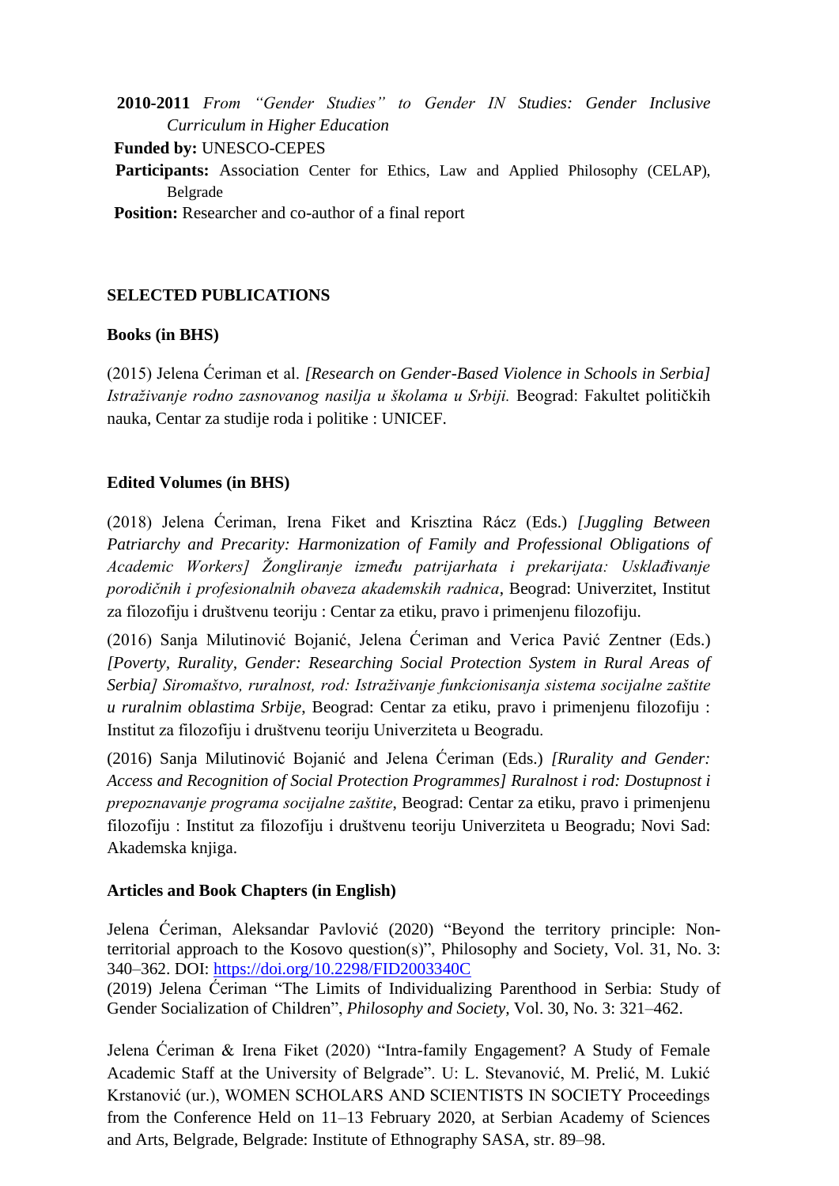**2010-2011** *From "Gender Studies" to Gender IN Studies: Gender Inclusive Curriculum in Higher Education*

**Funded by:** UNESCO-CEPES

**Participants:** Association Center for Ethics, Law and Applied Philosophy (CELAP), Belgrade

**Position:** Researcher and co-author of a final report

## SELECTED PUBLICATIONS

### Books (in BHS)

(2015) Jelena Ćeriman et al. *[Research on Gender-Based Violence in Schools in Serbia] Istraživanje rodno zasnovanog nasilja u školama u Srbiji.* Beograd: Fakultet političkih nauka, Centar za studije roda i politike : UNICEF.

### Edited Volumes (in BHS)

(2018) Jelena Ćeriman, Irena Fiket and Krisztina Rácz (Eds.) *[Juggling Between Patriarchy and Precarity: Harmonization of Family and Professional Obligations of Academic Workers] Žongliranje između patrijarhata i prekarijata: Usklađivanje porodičnih i profesionalnih obaveza akademskih radnica*, Beograd: Univerzitet, Institut za filozofiju i društvenu teoriju : Centar za etiku, pravo i primenjenu filozofiju.

(2016) Sanja Milutinović Bojanić, Jelena Ćeriman and Verica Pavić Zentner (Eds.) *[Poverty, Rurality, Gender: Researching Social Protection System in Rural Areas of Serbia] Siromaštvo, ruralnost, rod: Istraživanje funkcionisanja sistema socijalne zaštite u ruralnim oblastima Srbije*, Beograd: Centar za etiku, pravo i primenjenu filozofiju : Institut za filozofiju i društvenu teoriju Univerziteta u Beogradu.

(2016) Sanja Milutinović Bojanić and Jelena Ćeriman (Eds.) *[Rurality and Gender: Access and Recognition of Social Protection Programmes] Ruralnost i rod: Dostupnost i prepoznavanje programa socijalne zaštite*, Beograd: Centar za etiku, pravo i primenjenu filozofiju : Institut za filozofiju i društvenu teoriju Univerziteta u Beogradu; Novi Sad: Akademska knjiga.

### Articles and Book Chapters (in English)

Jelena Ćeriman, Aleksandar Pavlović (2020) "Beyond the territory principle: Non-territorial approach to the Kosovo question(s)", Philosophy and Society, Vol. 31, No. 3: 340–362. DOI: https://doi.org/10.2298/FID2003340C

(2019) Jelena Ćeriman "The Limits of Individualizing Parenthood in Serbia: Study of Gender Socialization of Children", *Philosophy and Society*, Vol. 30, No. 3: 321–462.

Jelena Ćeriman & Irena Fiket (2020) "Intra-family Engagement? A Study of Female Academic Staff at the University of Belgrade". U: L. Stevanović, M. Prelić, M. Lukić Krstanović (ur.), WOMEN SCHOLARS AND SCIENTISTS IN SOCIETY Proceedings from the Conference Held on 11–13 February 2020, at Serbian Academy of Sciences and Arts, Belgrade, Belgrade: Institute of Ethnography SASA, str. 89–98.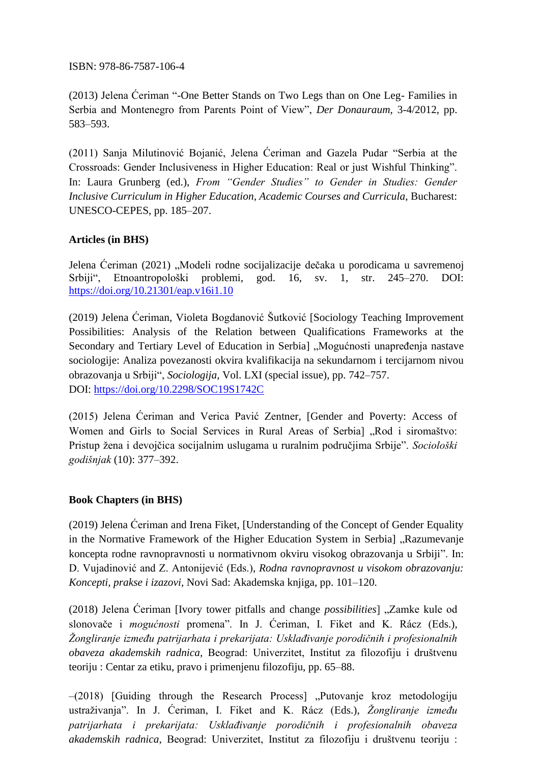ISBN: 978-86-7587-106-4

(2013) Jelena Ćeriman "-One Better Stands on Two Legs than on One Leg- Families in Serbia and Montenegro from Parents Point of View", *Der Donauraum*, 3-4/2012, pp. 583–593.

(2011) Sanja Milutinović Bojanić, Jelena Ćeriman and Gazela Pudar "Serbia at the Crossroads: Gender Inclusiveness in Higher Education: Real or just Wishful Thinking". In: Laura Grunberg (ed.), *From "Gender Studies" to Gender in Studies: Gender Inclusive Curriculum in Higher Education, Academic Courses and Curricula*, Bucharest: UNESCO-CEPES, pp. 185–207.

**Articles (in BHS)**

Jelena Ćeriman (2021) „Modeli rodne socijalizacije dečaka u porodicama u savremenoj Srbiji", Etnoantropološki problemi, god. 16, sv. 1, str. 245–270. DOI: https://doi.org/10.21301/eap.v16i1.10

(2019) Jelena Ćeriman, Violeta Bogdanović Šutković [Sociology Teaching Improvement Possibilities: Analysis of the Relation between Qualifications Frameworks at the Secondary and Tertiary Level of Education in Serbia] „Mogućnosti unapređenja nastave sociologije: Analiza povezanosti okvira kvalifikacija na sekundarnom i tercijarnom nivou obrazovanja u Srbiji", *Sociologija*, Vol. LXI (special issue), pp. 742–757.
DOI: https://doi.org/10.2298/SOC19S1742C

(2015) Jelena Ćeriman and Verica Pavić Zentner, [Gender and Poverty: Access of Women and Girls to Social Services in Rural Areas of Serbia] „Rod i siromaštvo: Pristup žena i devojčica socijalnim uslugama u ruralnim područjima Srbije". *Sociološki godišnjak* (10): 377–392.

**Book Chapters (in BHS)**

(2019) Jelena Ćeriman and Irena Fiket, [Understanding of the Concept of Gender Equality in the Normative Framework of the Higher Education System in Serbia] „Razumevanje koncepta rodne ravnopravnosti u normativnom okviru visokog obrazovanja u Srbiji". In: D. Vujadinović and Z. Antonijević (Eds.), *Rodna ravnopravnost u visokom obrazovanju: Koncepti, prakse i izazovi*, Novi Sad: Akademska knjiga, pp. 101–120.

(2018) Jelena Ćeriman [Ivory tower pitfalls and change *possibilities*] „Zamke kule od slonovače i *mogućnosti* promena". In J. Ćeriman, I. Fiket and K. Rácz (Eds.), *Žongliranje između patrijarhata i prekarijata: Usklađivanje porodičnih i profesionalnih obaveza akademskih radnica*, Beograd: Univerzitet, Institut za filozofiju i društvenu teoriju : Centar za etiku, pravo i primenjenu filozofiju, pp. 65–88.

–(2018) [Guiding through the Research Process] „Putovanje kroz metodologiju ustraživanja". In J. Ćeriman, I. Fiket and K. Rácz (Eds.), *Žongliranje između patrijarhata i prekarijata: Usklađivanje porodičnih i profesionalnih obaveza akademskih radnica*, Beograd: Univerzitet, Institut za filozofiju i društvenu teoriju :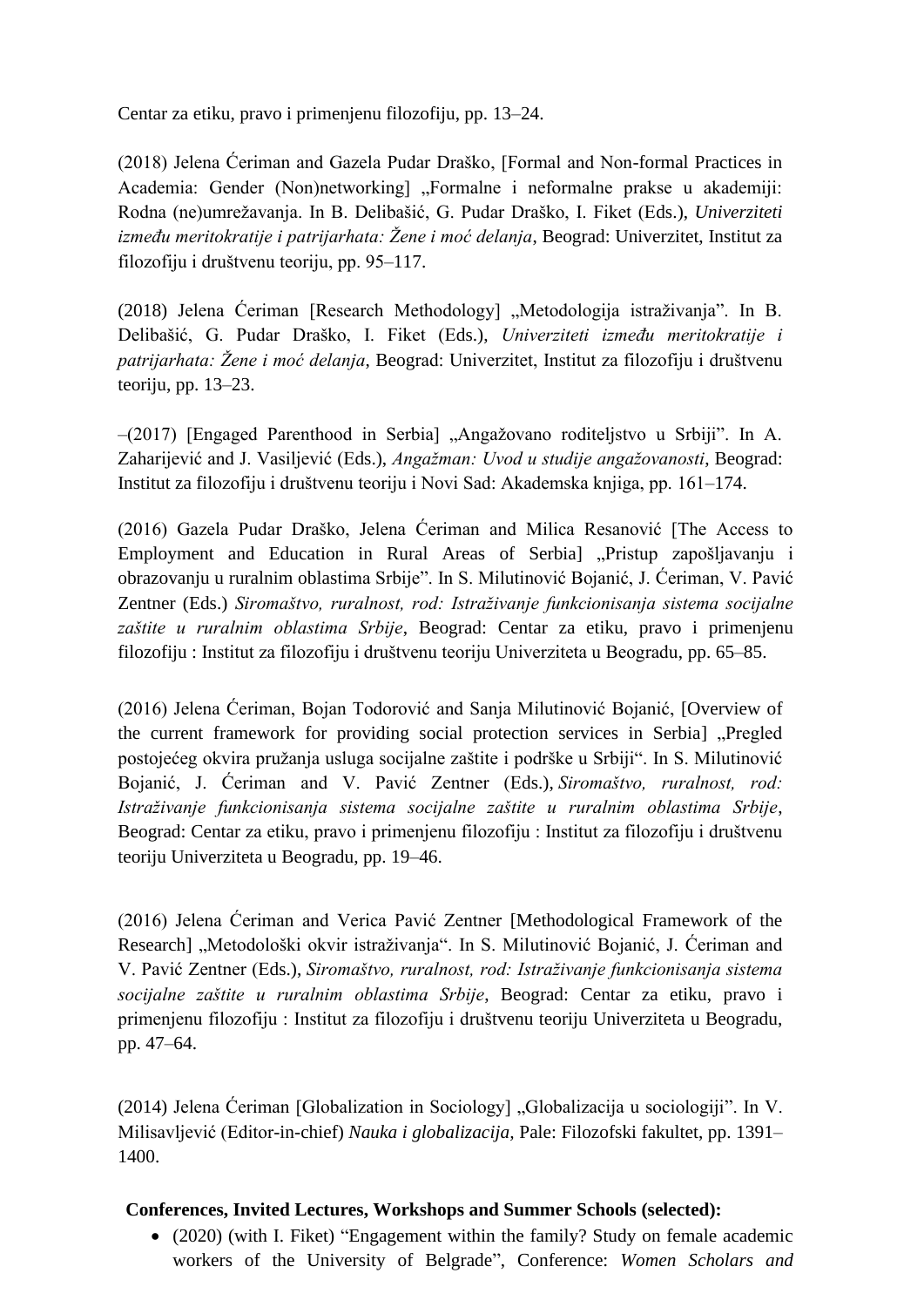Centar za etiku, pravo i primenjenu filozofiju, pp. 13–24.

(2018) Jelena Ćeriman and Gazela Pudar Draško, [Formal and Non-formal Practices in Academia: Gender (Non)networking] „Formalne i neformalne prakse u akademiji: Rodna (ne)umrežavanja. In B. Delibašić, G. Pudar Draško, I. Fiket (Eds.), *Univerziteti između meritokratije i patrijarhata: Žene i moć delanja*, Beograd: Univerzitet, Institut za filozofiju i društvenu teoriju, pp. 95–117.

(2018) Jelena Ćeriman [Research Methodology] „Metodologija istraživanja". In B. Delibašić, G. Pudar Draško, I. Fiket (Eds.), *Univerziteti između meritokratije i patrijarhata: Žene i moć delanja*, Beograd: Univerzitet, Institut za filozofiju i društvenu teoriju, pp. 13–23.

–(2017) [Engaged Parenthood in Serbia] „Angažovano roditeljstvo u Srbiji". In A. Zaharijević and J. Vasiljević (Eds.), *Angažman: Uvod u studije angažovanosti*, Beograd: Institut za filozofiju i društvenu teoriju i Novi Sad: Akademska knjiga, pp. 161–174.

(2016) Gazela Pudar Draško, Jelena Ćeriman and Milica Resanović [The Access to Employment and Education in Rural Areas of Serbia] „Pristup zapošljavanju i obrazovanju u ruralnim oblastima Srbije". In S. Milutinović Bojanić, J. Ćeriman, V. Pavić Zentner (Eds.) *Siromaštvo, ruralnost, rod: Istraživanje funkcionisanja sistema socijalne zaštite u ruralnim oblastima Srbije*, Beograd: Centar za etiku, pravo i primenjenu filozofiju : Institut za filozofiju i društvenu teoriju Univerziteta u Beogradu, pp. 65–85.

(2016) Jelena Ćeriman, Bojan Todorović and Sanja Milutinović Bojanić, [Overview of the current framework for providing social protection services in Serbia] „Pregled postojećeg okvira pružanja usluga socijalne zaštite i podrške u Srbiji". In S. Milutinović Bojanić, J. Ćeriman and V. Pavić Zentner (Eds.), *Siromaštvo, ruralnost, rod: Istraživanje funkcionisanja sistema socijalne zaštite u ruralnim oblastima Srbije*, Beograd: Centar za etiku, pravo i primenjenu filozofiju : Institut za filozofiju i društvenu teoriju Univerziteta u Beogradu, pp. 19–46.

(2016) Jelena Ćeriman and Verica Pavić Zentner [Methodological Framework of the Research] „Metodološki okvir istraživanja". In S. Milutinović Bojanić, J. Ćeriman and V. Pavić Zentner (Eds.), *Siromaštvo, ruralnost, rod: Istraživanje funkcionisanja sistema socijalne zaštite u ruralnim oblastima Srbije*, Beograd: Centar za etiku, pravo i primenjenu filozofiju : Institut za filozofiju i društvenu teoriju Univerziteta u Beogradu, pp. 47–64.

(2014) Jelena Ćeriman [Globalization in Sociology] „Globalizacija u sociologiji". In V. Milisavljević (Editor-in-chief) *Nauka i globalizacija*, Pale: Filozofski fakultet, pp. 1391–1400.

**Conferences, Invited Lectures, Workshops and Summer Schools (selected):**

- (2020) (with I. Fiket) "Engagement within the family? Study on female academic workers of the University of Belgrade", Conference: *Women Scholars and*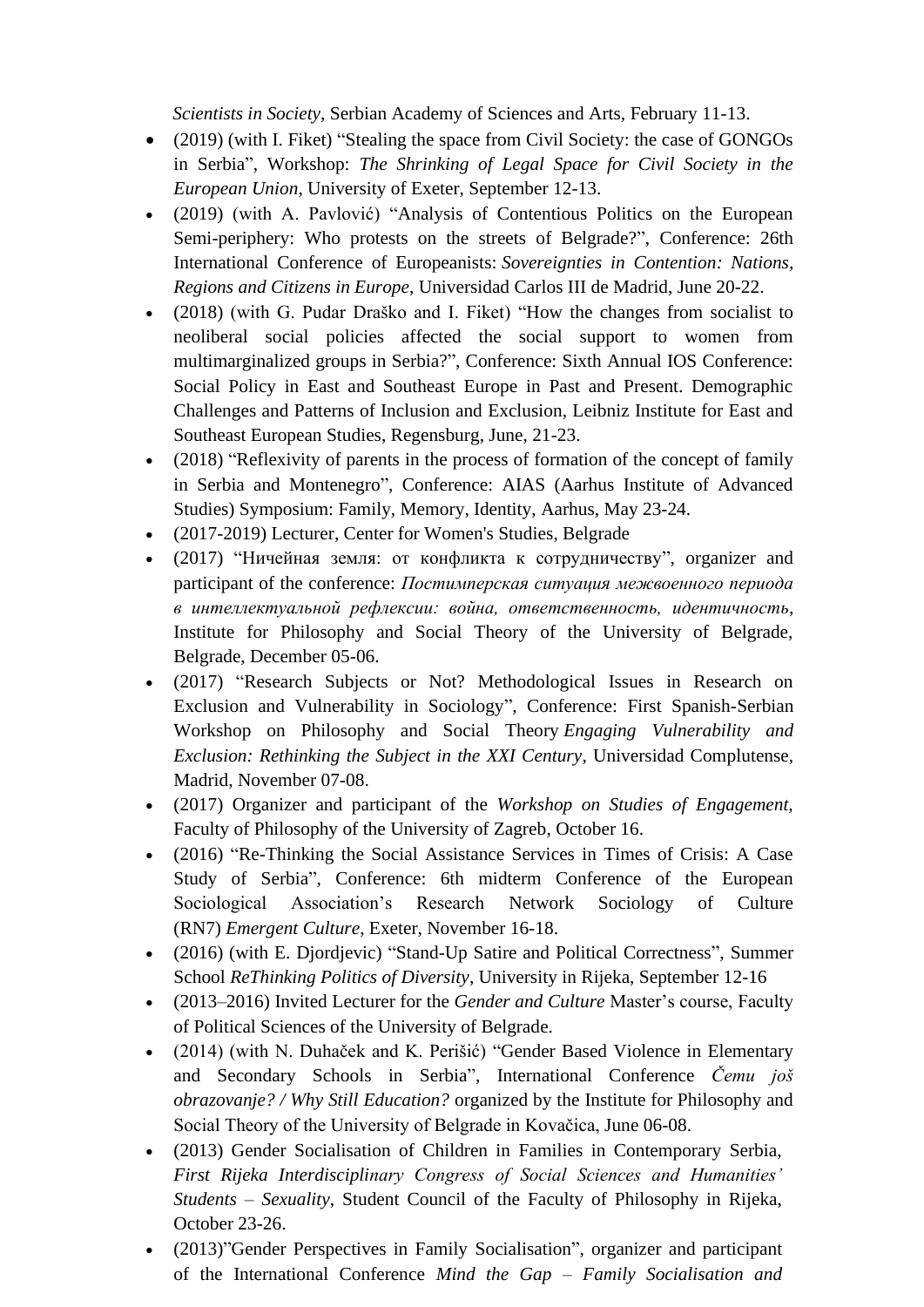*Scientists in Society,* Serbian Academy of Sciences and Arts, February 11-13.

- (2019) (with I. Fiket) "Stealing the space from Civil Society: the case of GONGOs in Serbia", Workshop: *The Shrinking of Legal Space for Civil Society in the European Union*, University of Exeter, September 12-13.
- (2019) (with A. Pavlović) "Analysis of Contentious Politics on the European Semi-periphery: Who protests on the streets of Belgrade?", Conference: 26th International Conference of Europeanists: *Sovereignties in Contention: Nations, Regions and Citizens in Europe*, Universidad Carlos III de Madrid, June 20-22.
- (2018) (with G. Pudar Draško and I. Fiket) "How the changes from socialist to neoliberal social policies affected the social support to women from multimarginalized groups in Serbia?", Conference: Sixth Annual IOS Conference: Social Policy in East and Southeast Europe in Past and Present. Demographic Challenges and Patterns of Inclusion and Exclusion, Leibniz Institute for East and Southeast European Studies, Regensburg, June, 21-23.
- (2018) "Reflexivity of parents in the process of formation of the concept of family in Serbia and Montenegro", Conference: AIAS (Aarhus Institute of Advanced Studies) Symposium: Family, Memory, Identity, Aarhus, May 23-24.
- (2017-2019) Lecturer, Center for Women's Studies, Belgrade
- (2017) "Ничейная земля: от конфликта к сотрудничеству", organizer and participant of the conference: *Постимперская ситуация межвоенного периода в интеллектуальной рефлексии: война, ответственность, идентичность*, Institute for Philosophy and Social Theory of the University of Belgrade, Belgrade, December 05-06.
- (2017) "Research Subjects or Not? Methodological Issues in Research on Exclusion and Vulnerability in Sociology", Conference: First Spanish-Serbian Workshop on Philosophy and Social Theory *Engaging Vulnerability and Exclusion: Rethinking the Subject in the XXI Century*, Universidad Complutense, Madrid, November 07-08.
- (2017) Organizer and participant of the *Workshop on Studies of Engagement,* Faculty of Philosophy of the University of Zagreb, October 16.
- (2016) "Re-Thinking the Social Assistance Services in Times of Crisis: A Case Study of Serbia", Conference: 6th midterm Conference of the European Sociological Association's Research Network Sociology of Culture (RN7) *Emergent Culture*, Exeter, November 16-18.
- (2016) (with E. Djordjevic) "Stand-Up Satire and Political Correctness", Summer School *ReThinking Politics of Diversity*, University in Rijeka, September 12-16
- (2013–2016) Invited Lecturer for the *Gender and Culture* Master's course, Faculty of Political Sciences of the University of Belgrade.
- (2014) (with N. Duhaček and K. Perišić) "Gender Based Violence in Elementary and Secondary Schools in Serbia", International Conference *Čemu još obrazovanje? / Why Still Education?* organized by the Institute for Philosophy and Social Theory of the University of Belgrade in Kovačica, June 06-08.
- (2013) Gender Socialisation of Children in Families in Contemporary Serbia, *First Rijeka Interdisciplinary Congress of Social Sciences and Humanities' Students – Sexuality*, Student Council of the Faculty of Philosophy in Rijeka, October 23-26.
- (2013)"Gender Perspectives in Family Socialisation", organizer and participant of the International Conference *Mind the Gap – Family Socialisation and*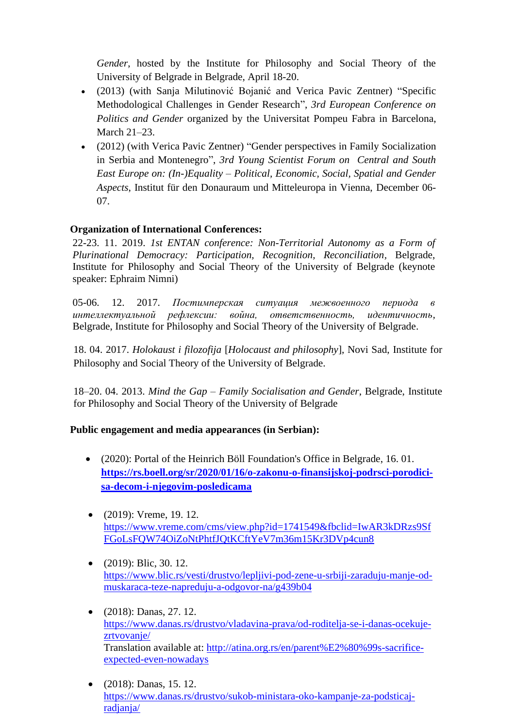*Gender*, hosted by the Institute for Philosophy and Social Theory of the University of Belgrade in Belgrade, April 18-20.

- (2013) (with Sanja Milutinović Bojanić and Verica Pavic Zentner) "Specific Methodological Challenges in Gender Research", *3rd European Conference on Politics and Gender* organized by the Universitat Pompeu Fabra in Barcelona, March 21–23.
- (2012) (with Verica Pavic Zentner) "Gender perspectives in Family Socialization in Serbia and Montenegro", *3rd Young Scientist Forum on Central and South East Europe on: (In-)Equality – Political, Economic, Social, Spatial and Gender Aspects*, Institut für den Donauraum und Mitteleuropa in Vienna, December 06-07.

**Organization of International Conferences:**

22-23. 11. 2019. *1st ENTAN conference: Non-Territorial Autonomy as a Form of Plurinational Democracy: Participation, Recognition, Reconciliation*, Belgrade, Institute for Philosophy and Social Theory of the University of Belgrade (keynote speaker: Ephraim Nimni)

05-06. 12. 2017. *Постимперская ситуация межвоенного периода в интеллектуальной рефлексии: война, ответственность, идентичность*, Belgrade, Institute for Philosophy and Social Theory of the University of Belgrade.

18. 04. 2017. *Holokaust i filozofija* [*Holocaust and philosophy*], Novi Sad, Institute for Philosophy and Social Theory of the University of Belgrade.

18–20. 04. 2013. *Mind the Gap – Family Socialisation and Gender*, Belgrade, Institute for Philosophy and Social Theory of the University of Belgrade

**Public engagement and media appearances (in Serbian):**

- (2020): Portal of the Heinrich Böll Foundation's Office in Belgrade, 16. 01. **https://rs.boell.org/sr/2020/01/16/o-zakonu-o-finansijskoj-podrsci-porodici-sa-decom-i-njegovim-posledicama**
- (2019): Vreme, 19. 12. https://www.vreme.com/cms/view.php?id=1741549&fbclid=IwAR3kDRzs9SfFGoLsFQW74OiZoNtPhtfJQtKCftYeV7m36m15Kr3DVp4cun8
- (2019): Blic, 30. 12. https://www.blic.rs/vesti/drustvo/lepljivi-pod-zene-u-srbiji-zaraduju-manje-od-muskaraca-teze-napreduju-a-odgovor-na/g439b04
- (2018): Danas, 27. 12. https://www.danas.rs/drustvo/vladavina-prava/od-roditelja-se-i-danas-ocekuje-zrtvovanje/
  Translation available at: http://atina.org.rs/en/parent%E2%80%99s-sacrifice-expected-even-nowadays
- (2018): Danas, 15. 12. https://www.danas.rs/drustvo/sukob-ministara-oko-kampanje-za-podsticaj-radjanja/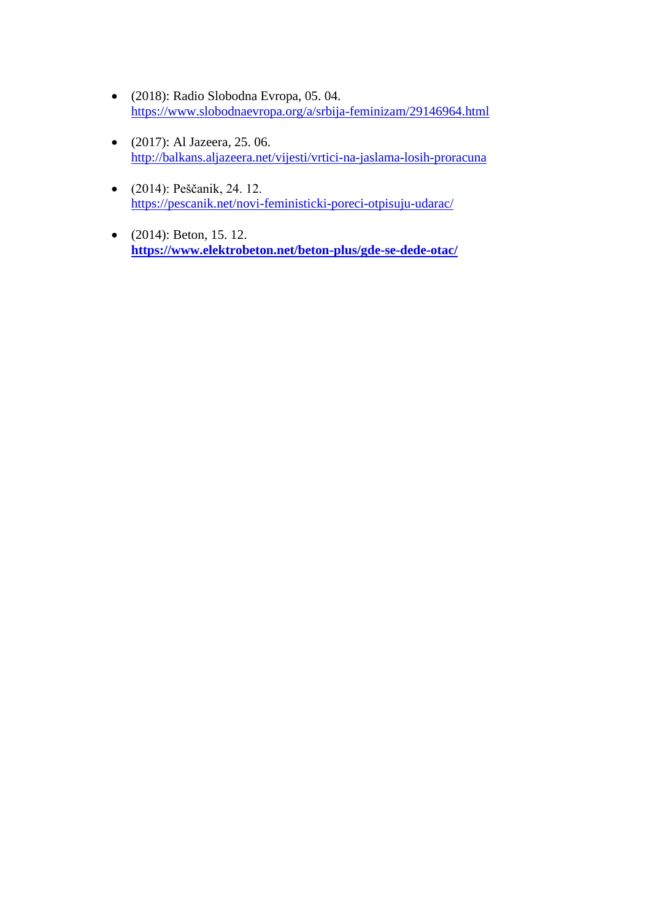- (2018): Radio Slobodna Evropa, 05. 04.
  https://www.slobodnaevropa.org/a/srbija-feminizam/29146964.html

- (2017): Al Jazeera, 25. 06.
  http://balkans.aljazeera.net/vijesti/vrtici-na-jaslama-losih-proracuna

- (2014): Peščanik, 24. 12.
  https://pescanik.net/novi-feministicki-poreci-otpisuju-udarac/

- (2014): Beton, 15. 12.
  **https://www.elektrobeton.net/beton-plus/gde-se-dede-otac/**